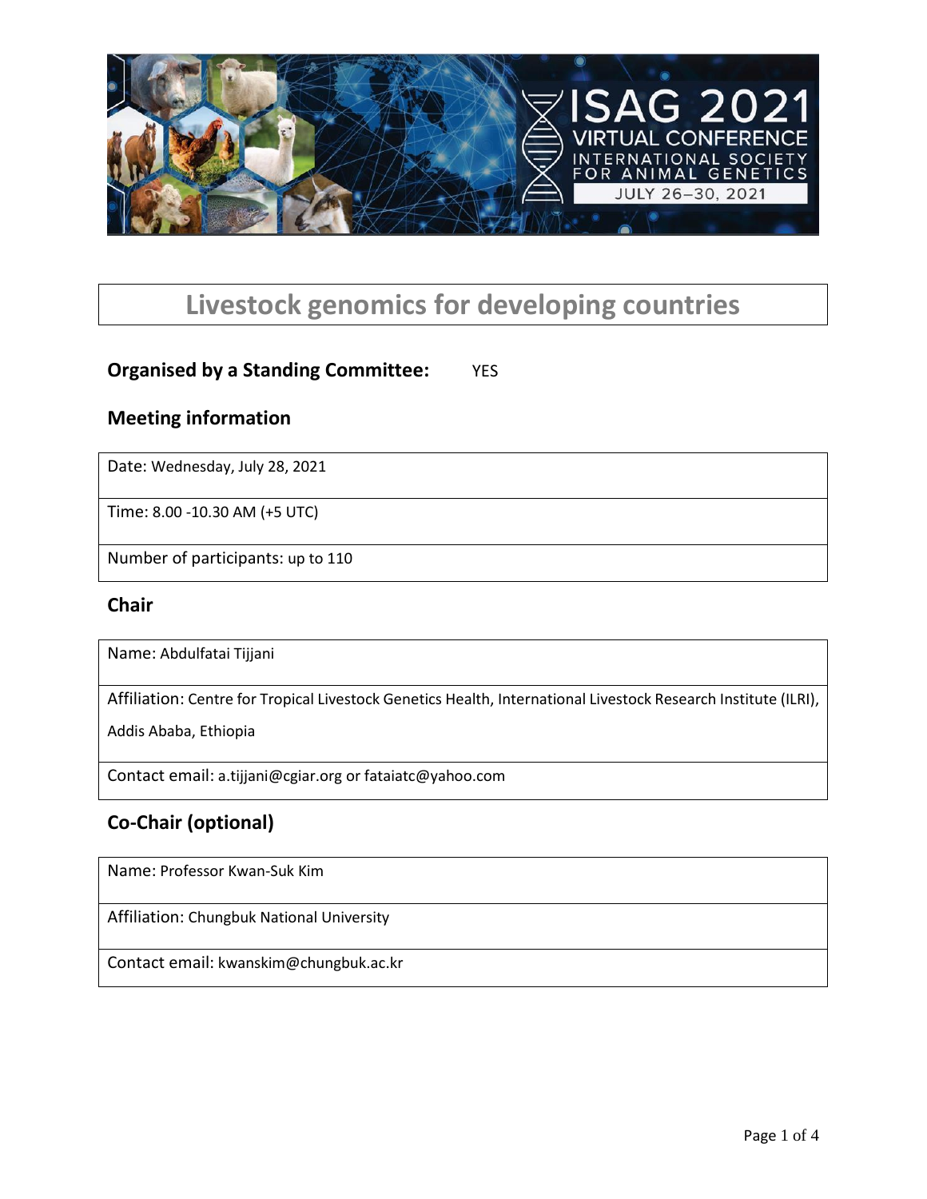# Livestock genomics for developing countries

**Organised by a Standing Committee:** YES

## Meeting information

| Date: Wednesday, July 28, 2021 |
|---|
| Time: 8.00 -10.30 AM (+5 UTC) |
| Number of participants: up to 110 |

## Chair

| Name: Abdulfatai Tijjani |
|---|
| Affiliation: Centre for Tropical Livestock Genetics Health, International Livestock Research Institute (ILRI), Addis Ababa, Ethiopia |
| Contact email: a.tijjani@cgiar.org or fataiatc@yahoo.com |

## Co-Chair (optional)

| Name: Professor Kwan-Suk Kim |
|---|
| Affiliation: Chungbuk National University |
| Contact email: kwanskim@chungbuk.ac.kr |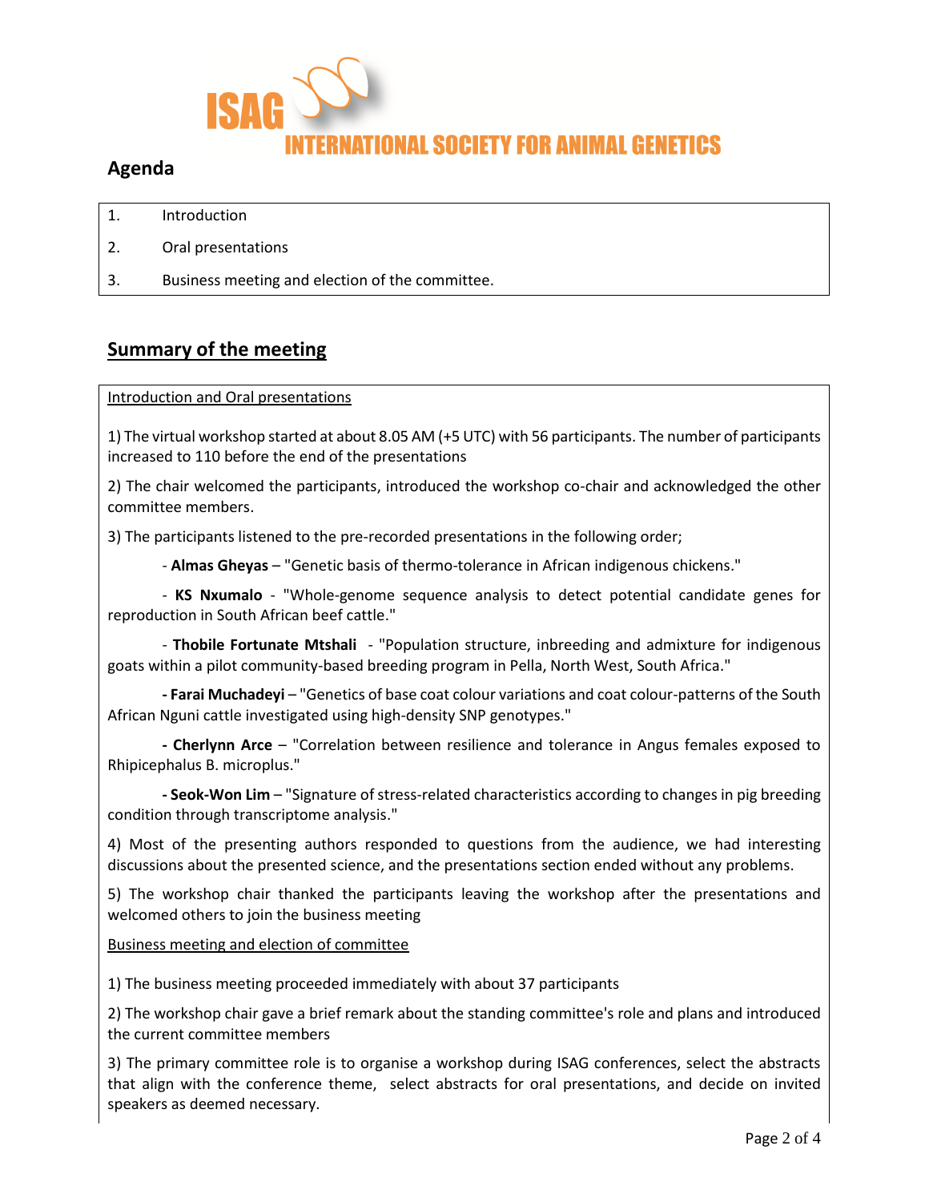ISAG
INTERNATIONAL SOCIETY FOR ANIMAL GENETICS

## Agenda

| 1. | Introduction |
|---|---|
| 2. | Oral presentations |
| 3. | Business meeting and election of the committee. |

## Summary of the meeting

Introduction and Oral presentations

1) The virtual workshop started at about 8.05 AM (+5 UTC) with 56 participants. The number of participants increased to 110 before the end of the presentations

2) The chair welcomed the participants, introduced the workshop co-chair and acknowledged the other committee members.

3) The participants listened to the pre-recorded presentations in the following order;

- **Almas Gheyas** – "Genetic basis of thermo-tolerance in African indigenous chickens."
- **KS Nxumalo** - "Whole-genome sequence analysis to detect potential candidate genes for reproduction in South African beef cattle."
- **Thobile Fortunate Mtshali** - "Population structure, inbreeding and admixture for indigenous goats within a pilot community-based breeding program in Pella, North West, South Africa."
- **Farai Muchadeyi** – "Genetics of base coat colour variations and coat colour-patterns of the South African Nguni cattle investigated using high-density SNP genotypes."
- **Cherlynn Arce** – "Correlation between resilience and tolerance in Angus females exposed to Rhipicephalus B. microplus."
- **Seok-Won Lim** – "Signature of stress-related characteristics according to changes in pig breeding condition through transcriptome analysis."

4) Most of the presenting authors responded to questions from the audience, we had interesting discussions about the presented science, and the presentations section ended without any problems.

5) The workshop chair thanked the participants leaving the workshop after the presentations and welcomed others to join the business meeting

Business meeting and election of committee

1) The business meeting proceeded immediately with about 37 participants

2) The workshop chair gave a brief remark about the standing committee's role and plans and introduced the current committee members

3) The primary committee role is to organise a workshop during ISAG conferences, select the abstracts that align with the conference theme, select abstracts for oral presentations, and decide on invited speakers as deemed necessary.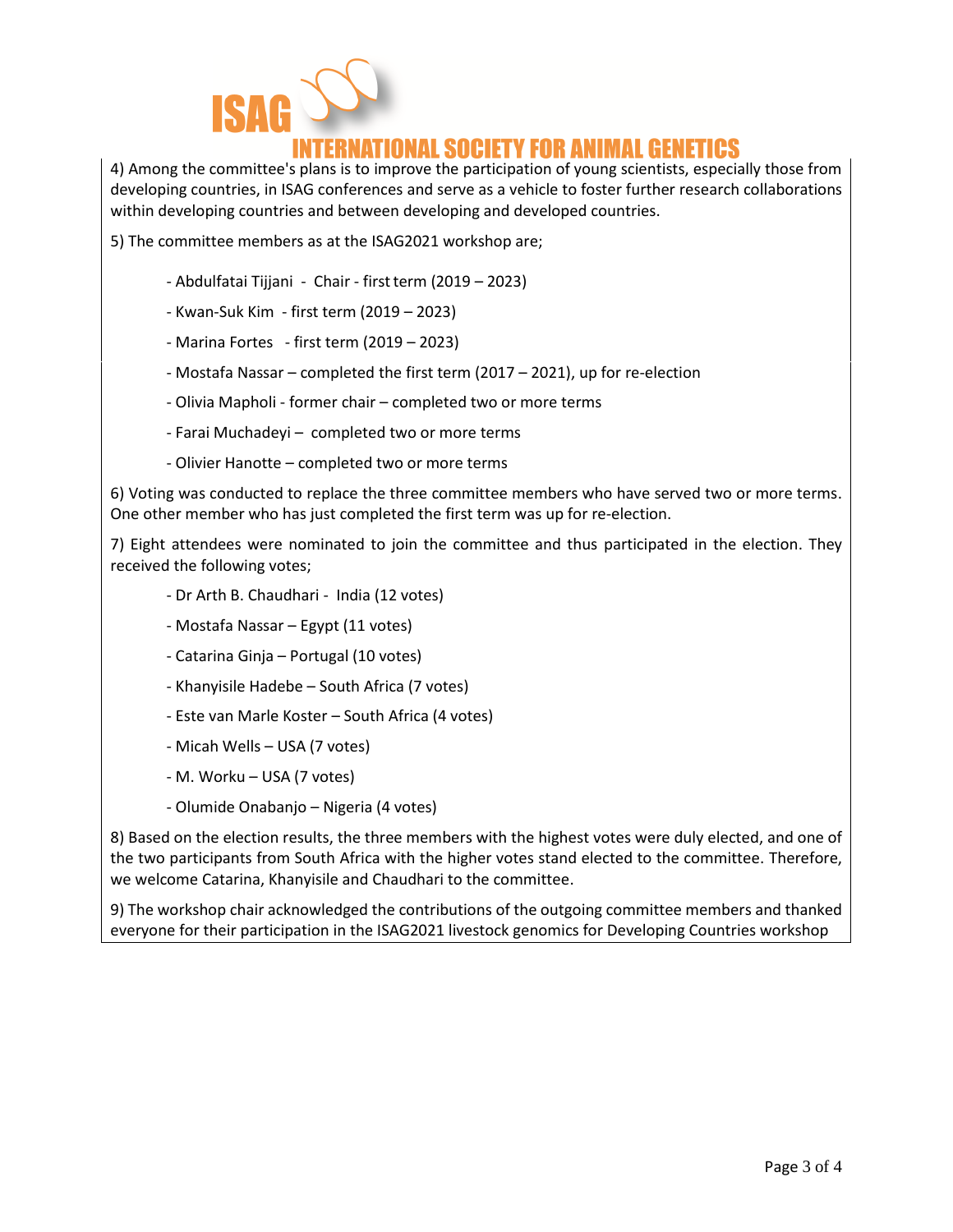4) Among the committee's plans is to improve the participation of young scientists, especially those from developing countries, in ISAG conferences and serve as a vehicle to foster further research collaborations within developing countries and between developing and developed countries.

5) The committee members as at the ISAG2021 workshop are;

- Abdulfatai Tijjani - Chair - first term (2019 – 2023)
- Kwan-Suk Kim - first term (2019 – 2023)
- Marina Fortes - first term (2019 – 2023)
- Mostafa Nassar – completed the first term (2017 – 2021), up for re-election
- Olivia Mapholi - former chair – completed two or more terms
- Farai Muchadeyi – completed two or more terms
- Olivier Hanotte – completed two or more terms

6) Voting was conducted to replace the three committee members who have served two or more terms. One other member who has just completed the first term was up for re-election.

7) Eight attendees were nominated to join the committee and thus participated in the election. They received the following votes;

- Dr Arth B. Chaudhari - India (12 votes)
- Mostafa Nassar – Egypt (11 votes)
- Catarina Ginja – Portugal (10 votes)
- Khanyisile Hadebe – South Africa (7 votes)
- Este van Marle Koster – South Africa (4 votes)
- Micah Wells – USA (7 votes)
- M. Worku – USA (7 votes)
- Olumide Onabanjo – Nigeria (4 votes)

8) Based on the election results, the three members with the highest votes were duly elected, and one of the two participants from South Africa with the higher votes stand elected to the committee. Therefore, we welcome Catarina, Khanyisile and Chaudhari to the committee.

9) The workshop chair acknowledged the contributions of the outgoing committee members and thanked everyone for their participation in the ISAG2021 livestock genomics for Developing Countries workshop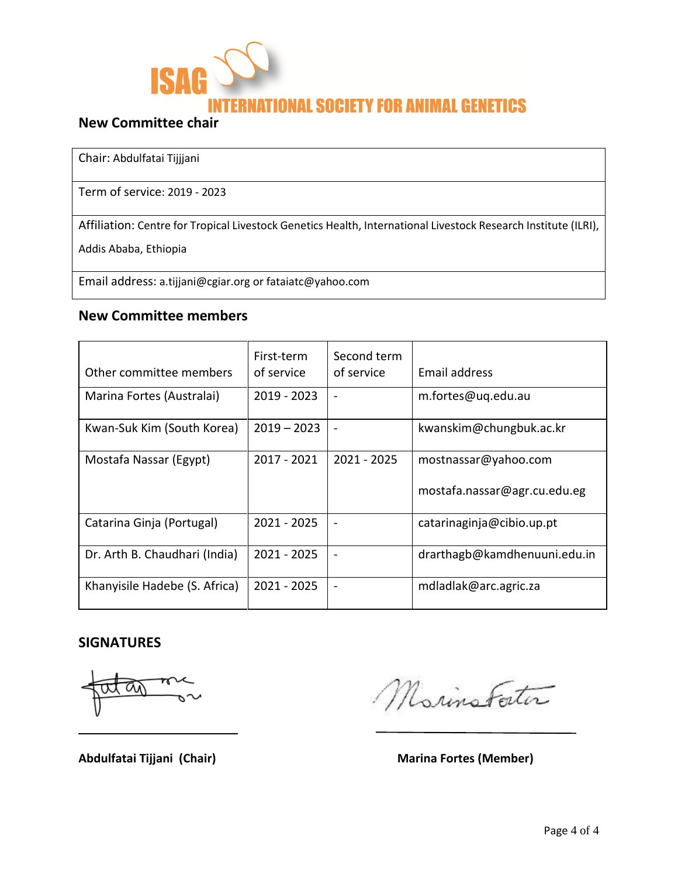ISAG

INTERNATIONAL SOCIETY FOR ANIMAL GENETICS

## New Committee chair

| | |
|---|---|
| Chair: Abdulfatai Tijjjani | |
| Term of service: 2019 - 2023 | |
| Affiliation: Centre for Tropical Livestock Genetics Health, International Livestock Research Institute (ILRI), Addis Ababa, Ethiopia | |
| Email address: a.tijjani@cgiar.org or fataiatc@yahoo.com | |

## New Committee members

| Other committee members | First-term of service | Second term of service | Email address |
|---|---|---|---|
| Marina Fortes (Australai) | 2019 - 2023 | - | m.fortes@uq.edu.au |
| Kwan-Suk Kim (South Korea) | 2019 – 2023 | - | kwanskim@chungbuk.ac.kr |
| Mostafa Nassar (Egypt) | 2017 - 2021 | 2021 - 2025 | mostnassar@yahoo.com<br>mostafa.nassar@agr.cu.edu.eg |
| Catarina Ginja (Portugal) | 2021 - 2025 | - | catarinaginja@cibio.up.pt |
| Dr. Arth B. Chaudhari (India) | 2021 - 2025 | - | drarthagb@kamdhenuuni.edu.in |
| Khanyisile Hadebe (S. Africa) | 2021 - 2025 | - | mdladlak@arc.agric.za |

## SIGNATURES

**Abdulfatai Tijjani (Chair)**

**Marina Fortes (Member)**